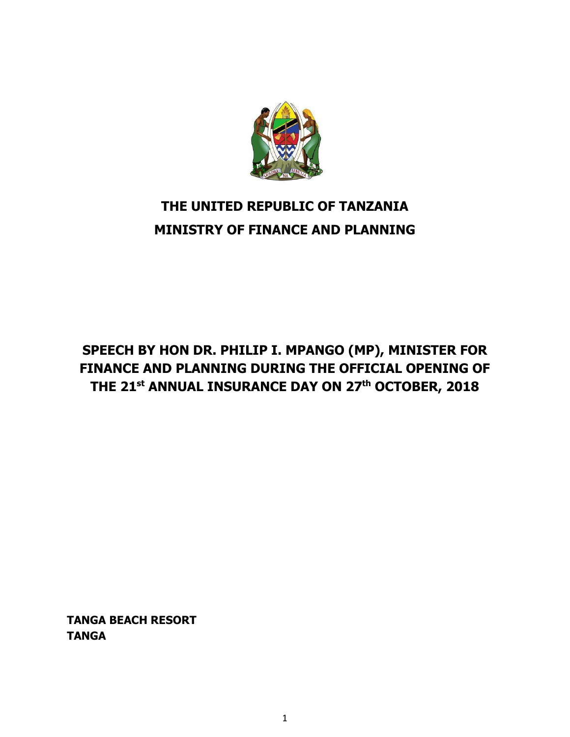# THE UNITED REPUBLIC OF TANZANIA
# MINISTRY OF FINANCE AND PLANNING

## SPEECH BY HON DR. PHILIP I. MPANGO (MP), MINISTER FOR FINANCE AND PLANNING DURING THE OFFICIAL OPENING OF THE 21st ANNUAL INSURANCE DAY ON 27th OCTOBER, 2018

**TANGA BEACH RESORT**
**TANGA**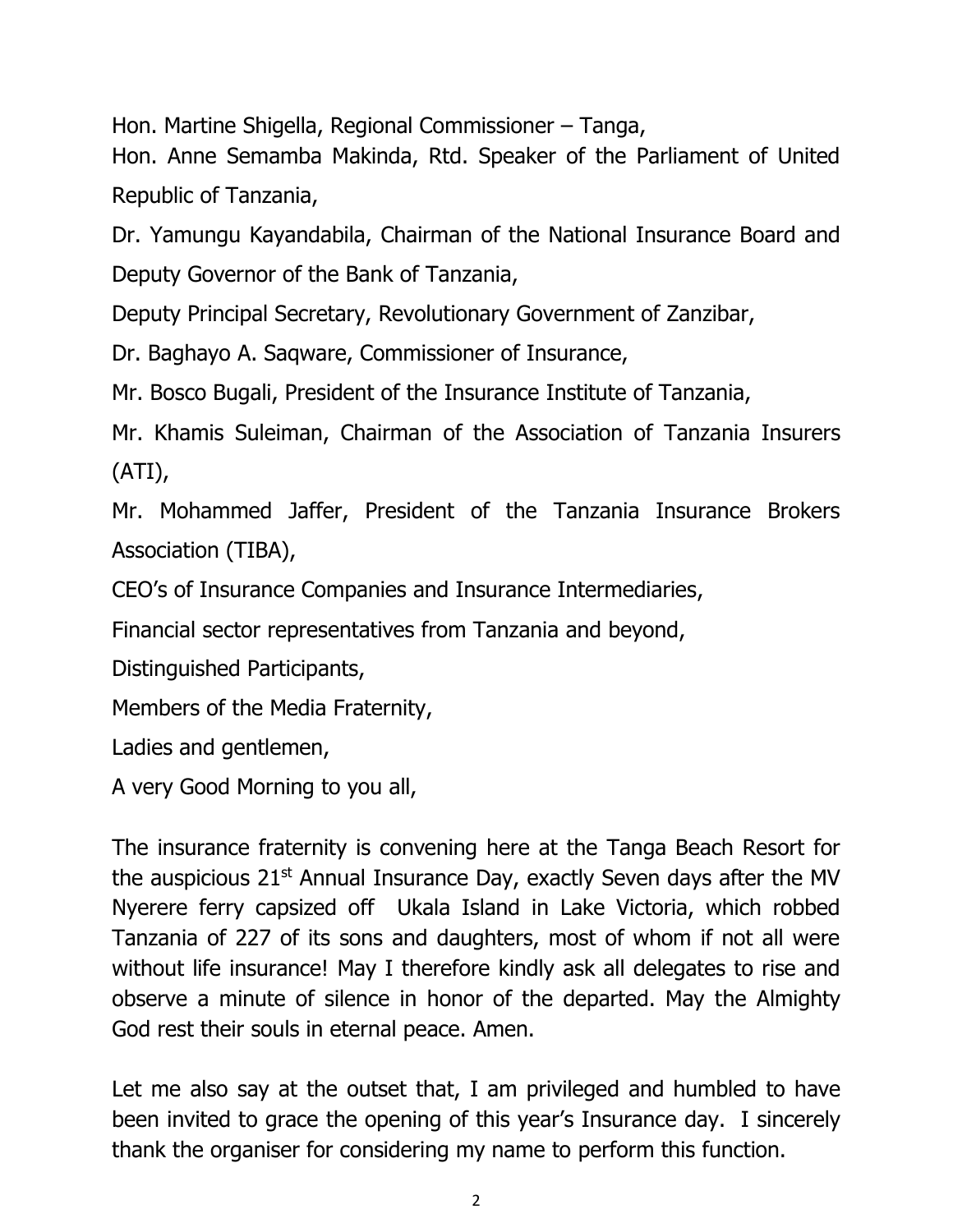Hon. Martine Shigella, Regional Commissioner – Tanga,

Hon. Anne Semamba Makinda, Rtd. Speaker of the Parliament of United Republic of Tanzania,

Dr. Yamungu Kayandabila, Chairman of the National Insurance Board and Deputy Governor of the Bank of Tanzania,

Deputy Principal Secretary, Revolutionary Government of Zanzibar,

Dr. Baghayo A. Saqware, Commissioner of Insurance,

Mr. Bosco Bugali, President of the Insurance Institute of Tanzania,

Mr. Khamis Suleiman, Chairman of the Association of Tanzania Insurers (ATI),

Mr. Mohammed Jaffer, President of the Tanzania Insurance Brokers Association (TIBA),

CEO's of Insurance Companies and Insurance Intermediaries,

Financial sector representatives from Tanzania and beyond,

Distinguished Participants,

Members of the Media Fraternity,

Ladies and gentlemen,

A very Good Morning to you all,

The insurance fraternity is convening here at the Tanga Beach Resort for the auspicious 21st Annual Insurance Day, exactly Seven days after the MV Nyerere ferry capsized off Ukala Island in Lake Victoria, which robbed Tanzania of 227 of its sons and daughters, most of whom if not all were without life insurance! May I therefore kindly ask all delegates to rise and observe a minute of silence in honor of the departed. May the Almighty God rest their souls in eternal peace. Amen.

Let me also say at the outset that, I am privileged and humbled to have been invited to grace the opening of this year's Insurance day. I sincerely thank the organiser for considering my name to perform this function.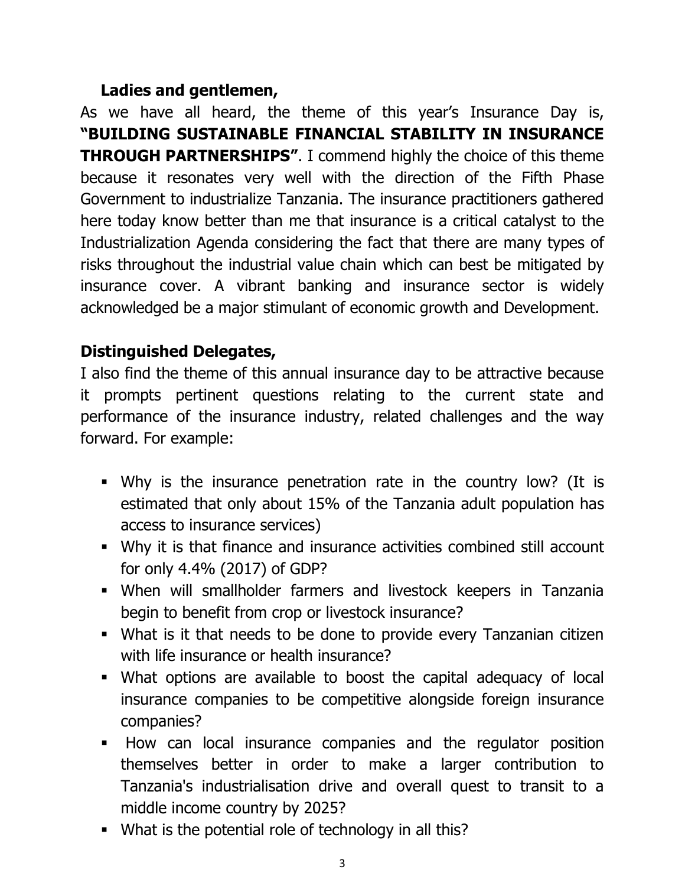**Ladies and gentlemen,**

As we have all heard, the theme of this year's Insurance Day is, **"BUILDING SUSTAINABLE FINANCIAL STABILITY IN INSURANCE THROUGH PARTNERSHIPS"**. I commend highly the choice of this theme because it resonates very well with the direction of the Fifth Phase Government to industrialize Tanzania. The insurance practitioners gathered here today know better than me that insurance is a critical catalyst to the Industrialization Agenda considering the fact that there are many types of risks throughout the industrial value chain which can best be mitigated by insurance cover. A vibrant banking and insurance sector is widely acknowledged be a major stimulant of economic growth and Development.

**Distinguished Delegates,**

I also find the theme of this annual insurance day to be attractive because it prompts pertinent questions relating to the current state and performance of the insurance industry, related challenges and the way forward. For example:

- Why is the insurance penetration rate in the country low? (It is estimated that only about 15% of the Tanzania adult population has access to insurance services)
- Why it is that finance and insurance activities combined still account for only 4.4% (2017) of GDP?
- When will smallholder farmers and livestock keepers in Tanzania begin to benefit from crop or livestock insurance?
- What is it that needs to be done to provide every Tanzanian citizen with life insurance or health insurance?
- What options are available to boost the capital adequacy of local insurance companies to be competitive alongside foreign insurance companies?
- How can local insurance companies and the regulator position themselves better in order to make a larger contribution to Tanzania's industrialisation drive and overall quest to transit to a middle income country by 2025?
- What is the potential role of technology in all this?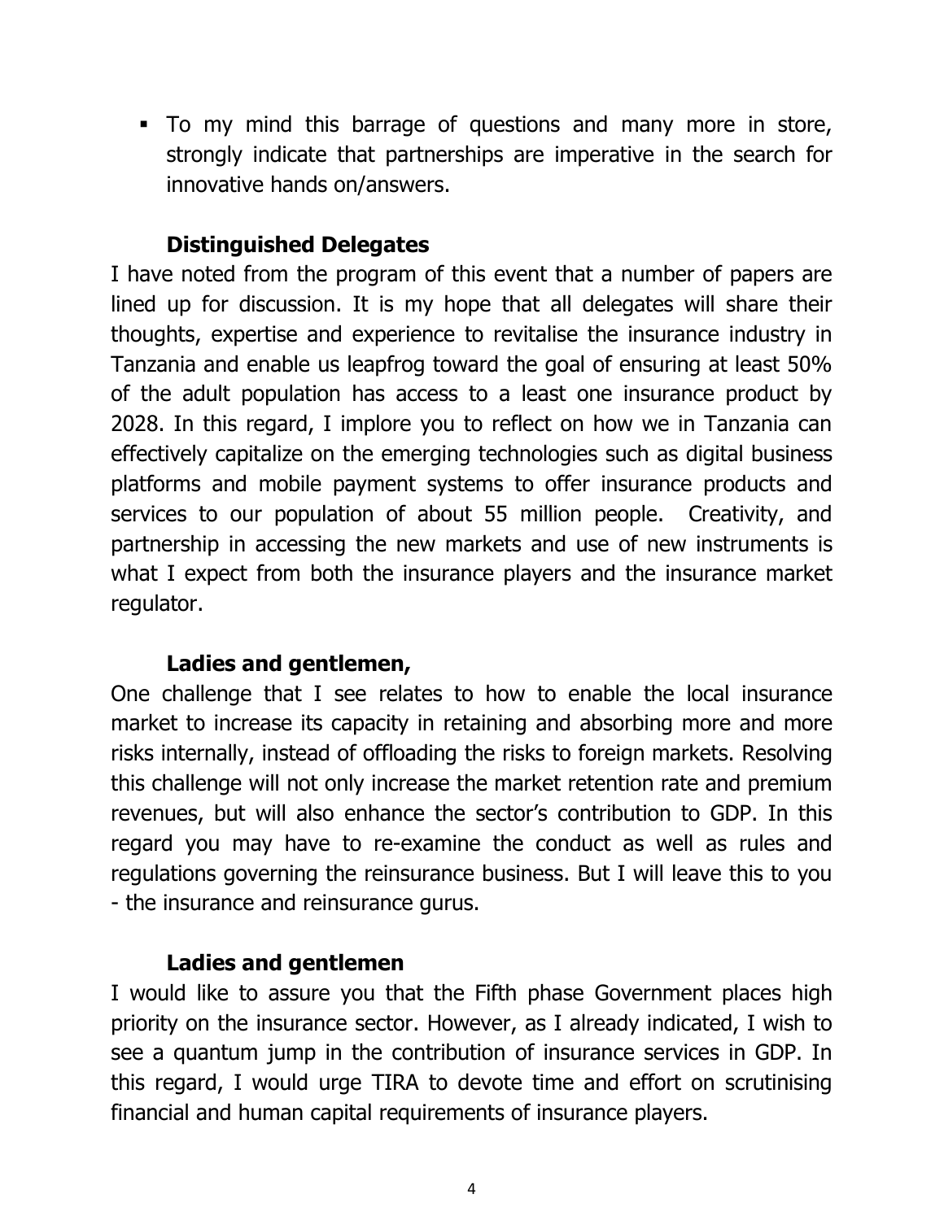- To my mind this barrage of questions and many more in store, strongly indicate that partnerships are imperative in the search for innovative hands on/answers.

**Distinguished Delegates**

I have noted from the program of this event that a number of papers are lined up for discussion. It is my hope that all delegates will share their thoughts, expertise and experience to revitalise the insurance industry in Tanzania and enable us leapfrog toward the goal of ensuring at least 50% of the adult population has access to a least one insurance product by 2028. In this regard, I implore you to reflect on how we in Tanzania can effectively capitalize on the emerging technologies such as digital business platforms and mobile payment systems to offer insurance products and services to our population of about 55 million people. Creativity, and partnership in accessing the new markets and use of new instruments is what I expect from both the insurance players and the insurance market regulator.

**Ladies and gentlemen,**

One challenge that I see relates to how to enable the local insurance market to increase its capacity in retaining and absorbing more and more risks internally, instead of offloading the risks to foreign markets. Resolving this challenge will not only increase the market retention rate and premium revenues, but will also enhance the sector's contribution to GDP. In this regard you may have to re-examine the conduct as well as rules and regulations governing the reinsurance business. But I will leave this to you - the insurance and reinsurance gurus.

**Ladies and gentlemen**

I would like to assure you that the Fifth phase Government places high priority on the insurance sector. However, as I already indicated, I wish to see a quantum jump in the contribution of insurance services in GDP. In this regard, I would urge TIRA to devote time and effort on scrutinising financial and human capital requirements of insurance players.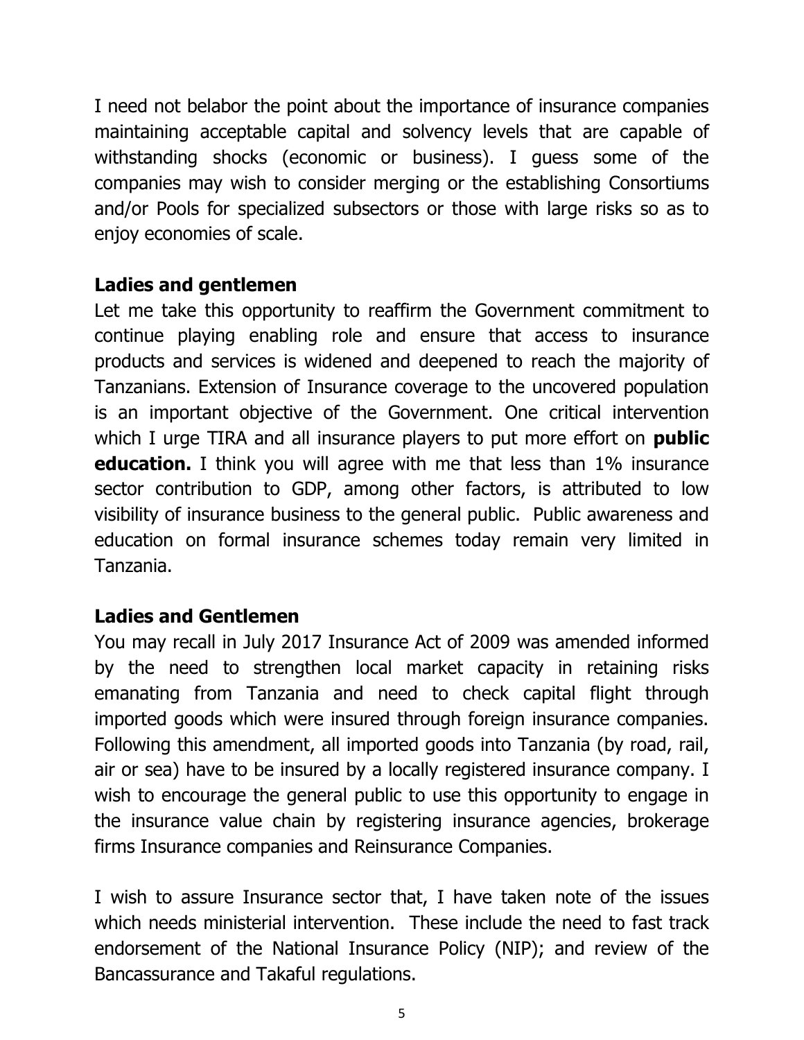I need not belabor the point about the importance of insurance companies maintaining acceptable capital and solvency levels that are capable of withstanding shocks (economic or business). I guess some of the companies may wish to consider merging or the establishing Consortiums and/or Pools for specialized subsectors or those with large risks so as to enjoy economies of scale.

**Ladies and gentlemen**

Let me take this opportunity to reaffirm the Government commitment to continue playing enabling role and ensure that access to insurance products and services is widened and deepened to reach the majority of Tanzanians. Extension of Insurance coverage to the uncovered population is an important objective of the Government. One critical intervention which I urge TIRA and all insurance players to put more effort on **public education.** I think you will agree with me that less than 1% insurance sector contribution to GDP, among other factors, is attributed to low visibility of insurance business to the general public. Public awareness and education on formal insurance schemes today remain very limited in Tanzania.

**Ladies and Gentlemen**

You may recall in July 2017 Insurance Act of 2009 was amended informed by the need to strengthen local market capacity in retaining risks emanating from Tanzania and need to check capital flight through imported goods which were insured through foreign insurance companies. Following this amendment, all imported goods into Tanzania (by road, rail, air or sea) have to be insured by a locally registered insurance company. I wish to encourage the general public to use this opportunity to engage in the insurance value chain by registering insurance agencies, brokerage firms Insurance companies and Reinsurance Companies.

I wish to assure Insurance sector that, I have taken note of the issues which needs ministerial intervention. These include the need to fast track endorsement of the National Insurance Policy (NIP); and review of the Bancassurance and Takaful regulations.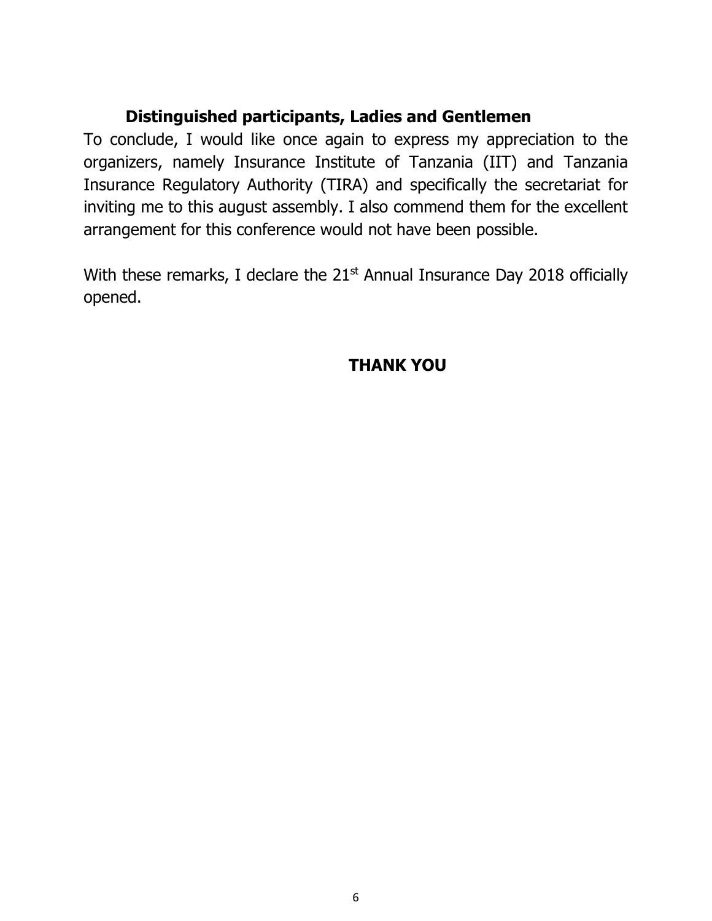**Distinguished participants, Ladies and Gentlemen**

To conclude, I would like once again to express my appreciation to the organizers, namely Insurance Institute of Tanzania (IIT) and Tanzania Insurance Regulatory Authority (TIRA) and specifically the secretariat for inviting me to this august assembly. I also commend them for the excellent arrangement for this conference would not have been possible.

With these remarks, I declare the 21st Annual Insurance Day 2018 officially opened.

**THANK YOU**